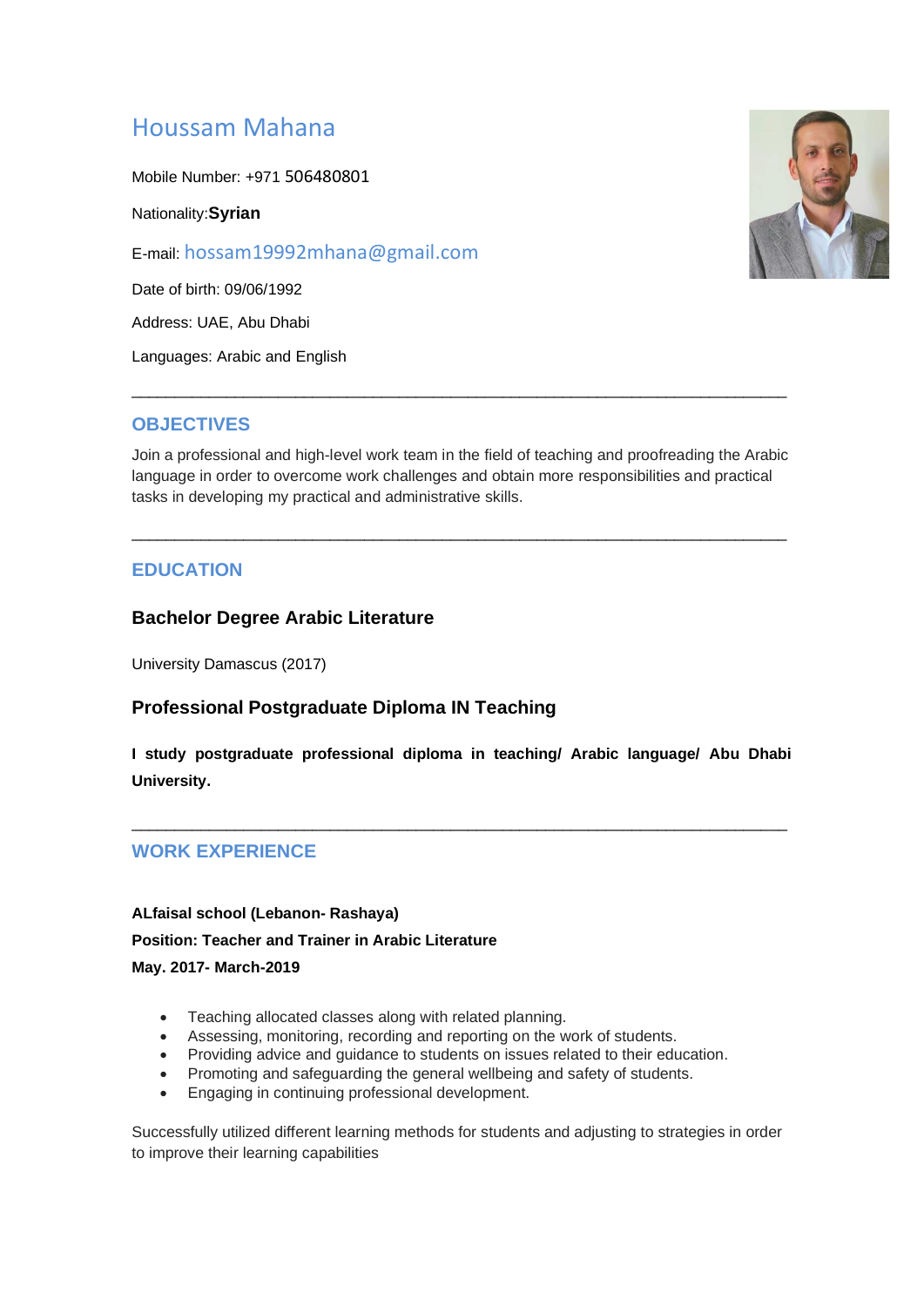# Houssam Mahana

Mobile Number: +971 506480801

Nationality:**Syrian**

E-mail: hossam19992mhana@gmail.com

Date of birth: 09/06/1992

Address: UAE, Abu Dhabi

Languages: Arabic and English

---

## OBJECTIVES

Join a professional and high-level work team in the field of teaching and proofreading the Arabic language in order to overcome work challenges and obtain more responsibilities and practical tasks in developing my practical and administrative skills.

---

## EDUCATION

### Bachelor Degree Arabic Literature

University Damascus (2017)

### Professional Postgraduate Diploma IN Teaching

**I study postgraduate professional diploma in teaching/ Arabic language/ Abu Dhabi University.**

---

## WORK EXPERIENCE

**ALfaisal school (Lebanon- Rashaya)**
**Position: Teacher and Trainer in Arabic Literature**
**May. 2017- March-2019**

- Teaching allocated classes along with related planning.
- Assessing, monitoring, recording and reporting on the work of students.
- Providing advice and guidance to students on issues related to their education.
- Promoting and safeguarding the general wellbeing and safety of students.
- Engaging in continuing professional development.

Successfully utilized different learning methods for students and adjusting to strategies in order to improve their learning capabilities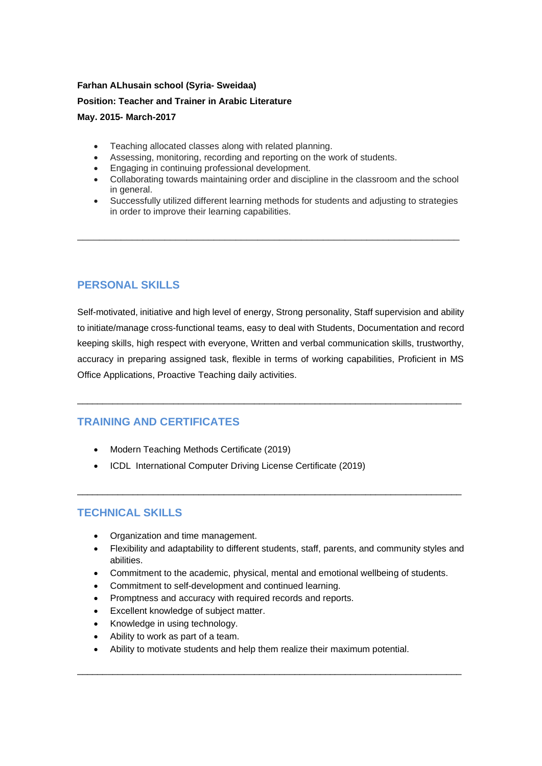**Farhan ALhusain school (Syria- Sweidaa)**

**Position: Teacher and Trainer in Arabic Literature**

**May. 2015- March-2017**

- Teaching allocated classes along with related planning.
- Assessing, monitoring, recording and reporting on the work of students.
- Engaging in continuing professional development.
- Collaborating towards maintaining order and discipline in the classroom and the school in general.
- Successfully utilized different learning methods for students and adjusting to strategies in order to improve their learning capabilities.

---

## PERSONAL SKILLS

Self-motivated, initiative and high level of energy, Strong personality, Staff supervision and ability to initiate/manage cross-functional teams, easy to deal with Students, Documentation and record keeping skills, high respect with everyone, Written and verbal communication skills, trustworthy, accuracy in preparing assigned task, flexible in terms of working capabilities, Proficient in MS Office Applications, Proactive Teaching daily activities.

---

## TRAINING AND CERTIFICATES

- Modern Teaching Methods Certificate (2019)
- ICDL International Computer Driving License Certificate (2019)

---

## TECHNICAL SKILLS

- Organization and time management.
- Flexibility and adaptability to different students, staff, parents, and community styles and abilities.
- Commitment to the academic, physical, mental and emotional wellbeing of students.
- Commitment to self-development and continued learning.
- Promptness and accuracy with required records and reports.
- Excellent knowledge of subject matter.
- Knowledge in using technology.
- Ability to work as part of a team.
- Ability to motivate students and help them realize their maximum potential.

---